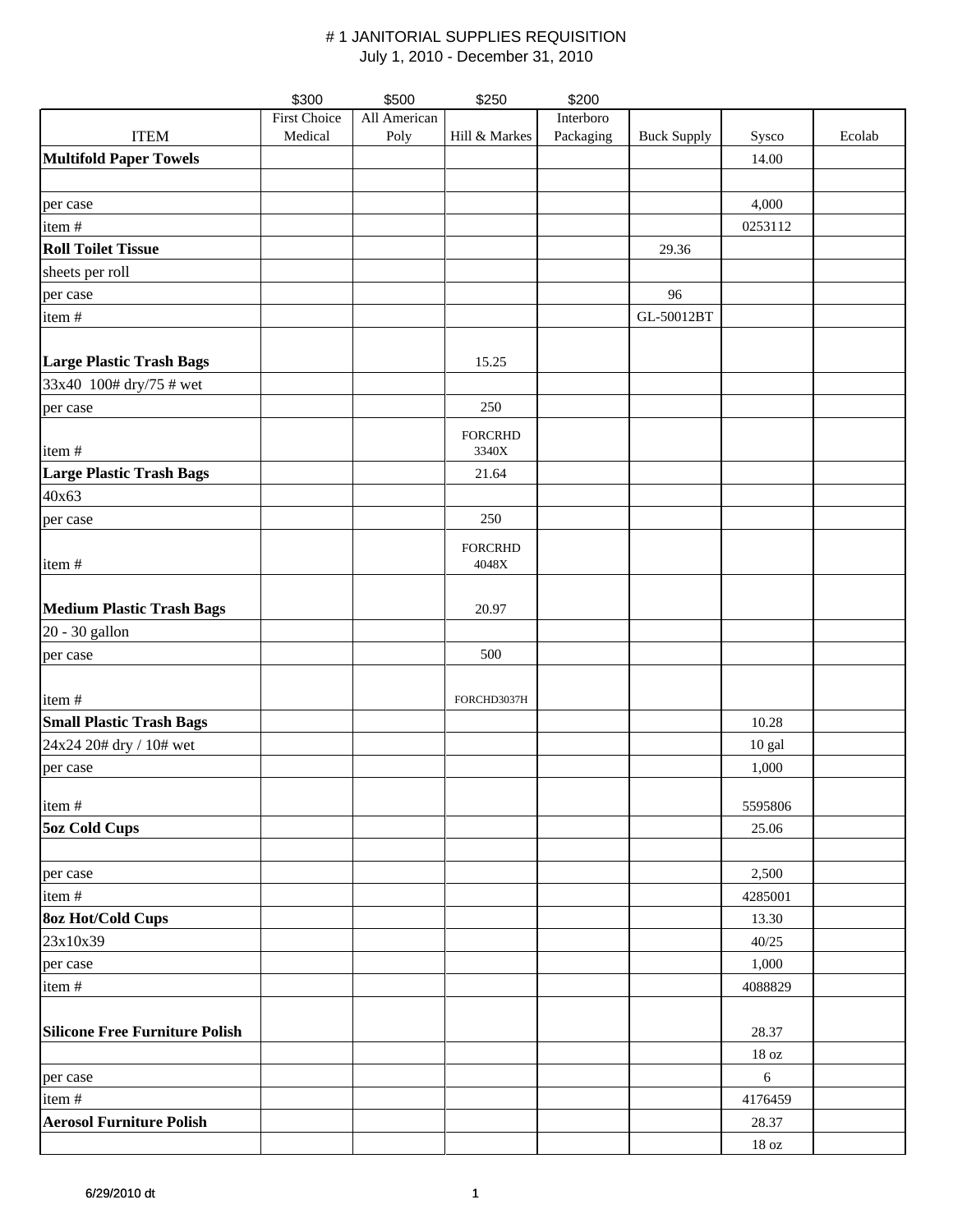# # 1 JANITORIAL SUPPLIES REQUISITION

July 1, 2010 - December 31, 2010

| | $300 | $500 | $250 | $200 | | | |
|---|---|---|---|---|---|---|---|
| ITEM | First Choice Medical | All American Poly | Hill & Markes | Interboro Packaging | Buck Supply | Sysco | Ecolab |
| **Multifold Paper Towels** | | | | | | 14.00 | |
| | | | | | | | |
| per case | | | | | | 4,000 | |
| item # | | | | | | 0253112 | |
| **Roll Toilet Tissue** | | | | | 29.36 | | |
| sheets per roll | | | | | | | |
| per case | | | | | 96 | | |
| item # | | | | | GL-50012BT | | |
| **Large Plastic Trash Bags** | | | 15.25 | | | | |
| 33x40 100# dry/75 # wet | | | | | | | |
| per case | | | 250 | | | | |
| item # | | | FORCRHD 3340X | | | | |
| **Large Plastic Trash Bags** | | | 21.64 | | | | |
| 40x63 | | | | | | | |
| per case | | | 250 | | | | |
| item # | | | FORCRHD 4048X | | | | |
| **Medium Plastic Trash Bags** | | | 20.97 | | | | |
| 20 - 30 gallon | | | | | | | |
| per case | | | 500 | | | | |
| item # | | | FORCHD3037H | | | | |
| **Small Plastic Trash Bags** | | | | | | 10.28 | |
| 24x24 20# dry / 10# wet | | | | | | 10 gal | |
| per case | | | | | | 1,000 | |
| item # | | | | | | 5595806 | |
| **5oz Cold Cups** | | | | | | 25.06 | |
| | | | | | | | |
| per case | | | | | | 2,500 | |
| item # | | | | | | 4285001 | |
| **8oz Hot/Cold Cups** | | | | | | 13.30 | |
| 23x10x39 | | | | | | 40/25 | |
| per case | | | | | | 1,000 | |
| item # | | | | | | 4088829 | |
| **Silicone Free Furniture Polish** | | | | | | 28.37 | |
| | | | | | | 18 oz | |
| per case | | | | | | 6 | |
| item # | | | | | | 4176459 | |
| **Aerosol Furniture Polish** | | | | | | 28.37 | |
| | | | | | | 18 oz | |

6/29/2010 dt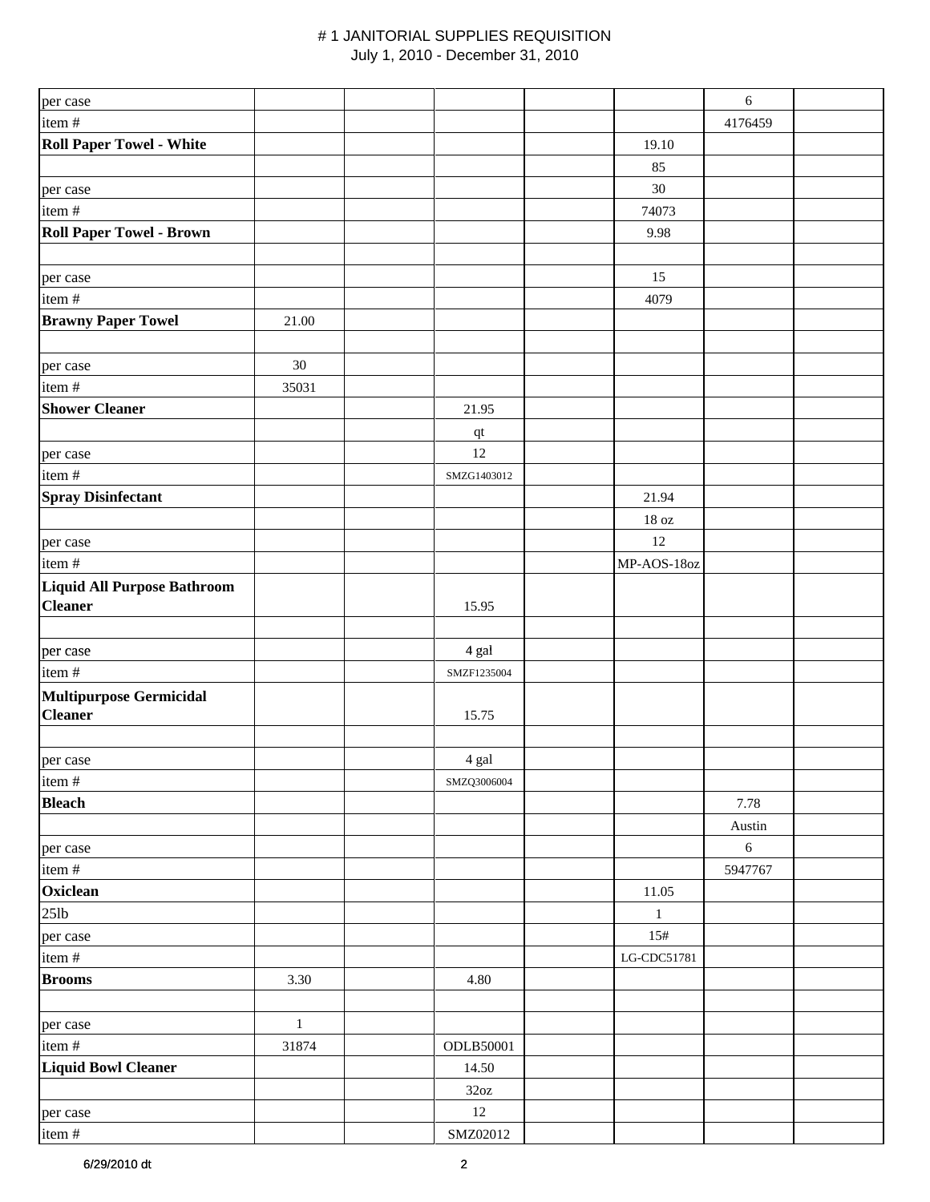# # 1 JANITORIAL SUPPLIES REQUISITION

July 1, 2010 - December 31, 2010

| | | | | | | | |
|---|---|---|---|---|---|---|---|
| per case | | | | | | 6 | |
| item # | | | | | | 4176459 | |
| **Roll Paper Towel - White** | | | | | 19.10 | | |
| | | | | | 85 | | |
| per case | | | | | 30 | | |
| item # | | | | | 74073 | | |
| **Roll Paper Towel - Brown** | | | | | 9.98 | | |
| | | | | | | | |
| per case | | | | | 15 | | |
| item # | | | | | 4079 | | |
| **Brawny Paper Towel** | 21.00 | | | | | | |
| | | | | | | | |
| per case | 30 | | | | | | |
| item # | 35031 | | | | | | |
| **Shower Cleaner** | | | 21.95 | | | | |
| | | | qt | | | | |
| per case | | | 12 | | | | |
| item # | | | SMZG1403012 | | | | |
| **Spray Disinfectant** | | | | | 21.94 | | |
| | | | | | 18 oz | | |
| per case | | | | | 12 | | |
| item # | | | | | MP-AOS-18oz | | |
| **Liquid All Purpose Bathroom Cleaner** | | | 15.95 | | | | |
| | | | | | | | |
| per case | | | 4 gal | | | | |
| item # | | | SMZF1235004 | | | | |
| **Multipurpose Germicidal Cleaner** | | | 15.75 | | | | |
| | | | | | | | |
| per case | | | 4 gal | | | | |
| item # | | | SMZQ3006004 | | | | |
| **Bleach** | | | | | | 7.78 | |
| | | | | | | Austin | |
| per case | | | | | | 6 | |
| item # | | | | | | 5947767 | |
| **Oxiclean** | | | | | 11.05 | | |
| 25lb | | | | | 1 | | |
| per case | | | | | 15# | | |
| item # | | | | | LG-CDC51781 | | |
| **Brooms** | 3.30 | | 4.80 | | | | |
| | | | | | | | |
| per case | 1 | | | | | | |
| item # | 31874 | | ODLB50001 | | | | |
| **Liquid Bowl Cleaner** | | | 14.50 | | | | |
| | | | 32oz | | | | |
| per case | | | 12 | | | | |
| item # | | | SMZ02012 | | | | |

6/29/2010 dt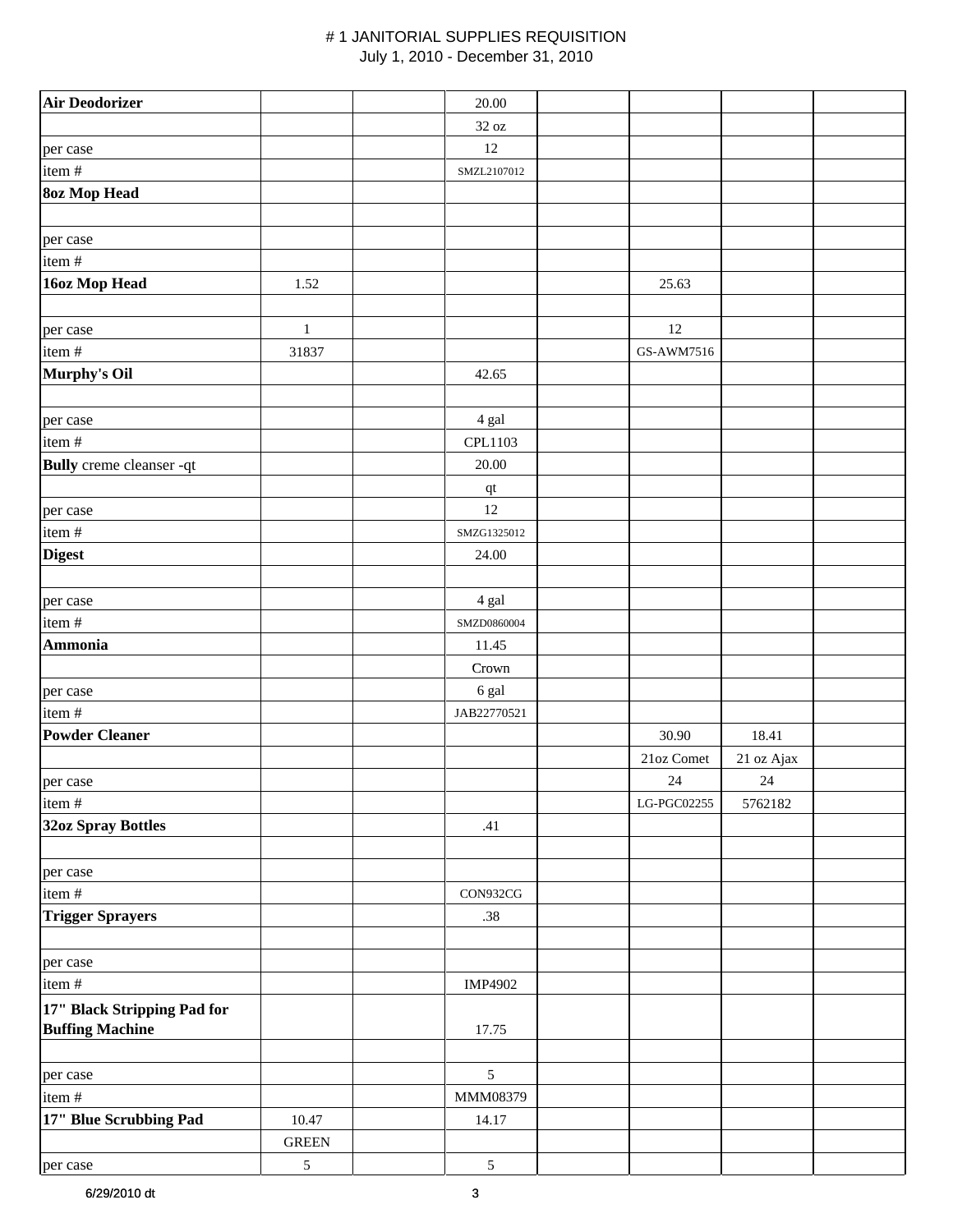# # 1 JANITORIAL SUPPLIES REQUISITION
July 1, 2010 - December 31, 2010

| | | | | | | | |
|---|---|---|---|---|---|---|---|
| **Air Deodorizer** | | | 20.00 | | | | |
| | | | 32 oz | | | | |
| per case | | | 12 | | | | |
| item # | | | SMZL2107012 | | | | |
| **8oz Mop Head** | | | | | | | |
| | | | | | | | |
| per case | | | | | | | |
| item # | | | | | | | |
| **16oz Mop Head** | 1.52 | | | | 25.63 | | |
| | | | | | | | |
| per case | 1 | | | | 12 | | |
| item # | 31837 | | | | GS-AWM7516 | | |
| **Murphy's Oil** | | | 42.65 | | | | |
| | | | | | | | |
| per case | | | 4 gal | | | | |
| item # | | | CPL1103 | | | | |
| **Bully** creme cleanser -qt | | | 20.00 | | | | |
| | | | qt | | | | |
| per case | | | 12 | | | | |
| item # | | | SMZG1325012 | | | | |
| **Digest** | | | 24.00 | | | | |
| | | | | | | | |
| per case | | | 4 gal | | | | |
| item # | | | SMZD0860004 | | | | |
| **Ammonia** | | | 11.45 | | | | |
| | | | Crown | | | | |
| per case | | | 6 gal | | | | |
| item # | | | JAB22770521 | | | | |
| **Powder Cleaner** | | | | | 30.90 | 18.41 | |
| | | | | | 21oz Comet | 21 oz Ajax | |
| per case | | | | | 24 | 24 | |
| item # | | | | | LG-PGC02255 | 5762182 | |
| **32oz Spray Bottles** | | | .41 | | | | |
| | | | | | | | |
| per case | | | | | | | |
| item # | | | CON932CG | | | | |
| **Trigger Sprayers** | | | .38 | | | | |
| | | | | | | | |
| per case | | | | | | | |
| item # | | | IMP4902 | | | | |
| **17" Black Stripping Pad for Buffing Machine** | | | 17.75 | | | | |
| | | | | | | | |
| per case | | | 5 | | | | |
| item # | | | MMM08379 | | | | |
| **17" Blue Scrubbing Pad** | 10.47 | | 14.17 | | | | |
| | GREEN | | | | | | |
| per case | 5 | | 5 | | | | |

6/29/2010 dt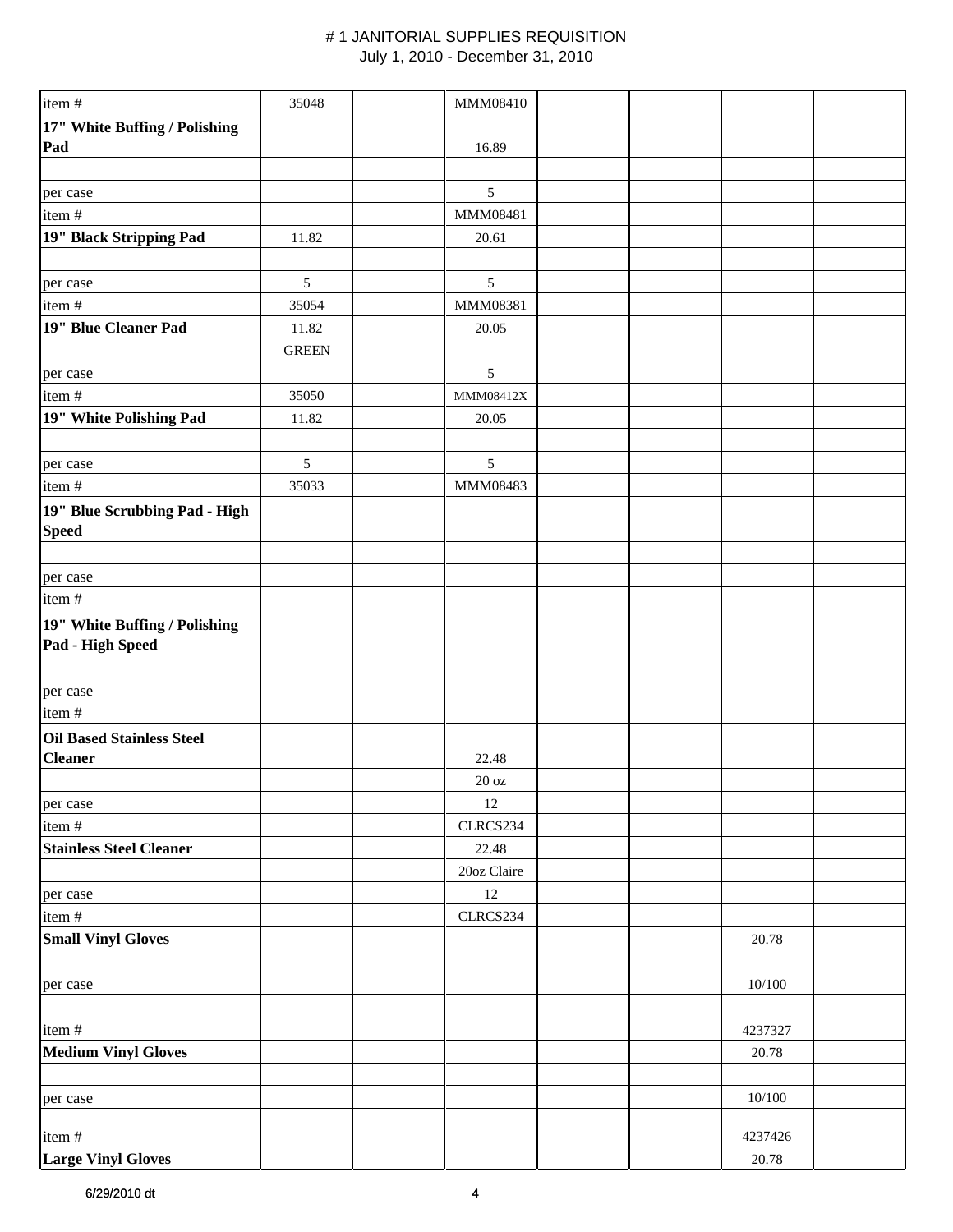# # 1 JANITORIAL SUPPLIES REQUISITION

July 1, 2010 - December 31, 2010

| | | | | | | | |
|---|---|---|---|---|---|---|---|
| item # | 35048 | | MMM08410 | | | | |
| **17" White Buffing / Polishing Pad** | | | 16.89 | | | | |
| | | | | | | | |
| per case | | | 5 | | | | |
| item # | | | MMM08481 | | | | |
| **19" Black Stripping Pad** | 11.82 | | 20.61 | | | | |
| | | | | | | | |
| per case | 5 | | 5 | | | | |
| item # | 35054 | | MMM08381 | | | | |
| **19" Blue Cleaner Pad** | 11.82 | | 20.05 | | | | |
| | GREEN | | | | | | |
| per case | | | 5 | | | | |
| item # | 35050 | | MMM08412X | | | | |
| **19" White Polishing Pad** | 11.82 | | 20.05 | | | | |
| | | | | | | | |
| per case | 5 | | 5 | | | | |
| item # | 35033 | | MMM08483 | | | | |
| **19" Blue Scrubbing Pad - High Speed** | | | | | | | |
| | | | | | | | |
| per case | | | | | | | |
| item # | | | | | | | |
| **19" White Buffing / Polishing Pad - High Speed** | | | | | | | |
| | | | | | | | |
| per case | | | | | | | |
| item # | | | | | | | |
| **Oil Based Stainless Steel Cleaner** | | | 22.48 | | | | |
| | | | 20 oz | | | | |
| per case | | | 12 | | | | |
| item # | | | CLRCS234 | | | | |
| **Stainless Steel Cleaner** | | | 22.48 | | | | |
| | | | 20oz Claire | | | | |
| per case | | | 12 | | | | |
| item # | | | CLRCS234 | | | | |
| **Small Vinyl Gloves** | | | | | | 20.78 | |
| | | | | | | | |
| per case | | | | | | 10/100 | |
| item # | | | | | | 4237327 | |
| **Medium Vinyl Gloves** | | | | | | 20.78 | |
| | | | | | | | |
| per case | | | | | | 10/100 | |
| item # | | | | | | 4237426 | |
| **Large Vinyl Gloves** | | | | | | 20.78 | |

6/29/2010 dt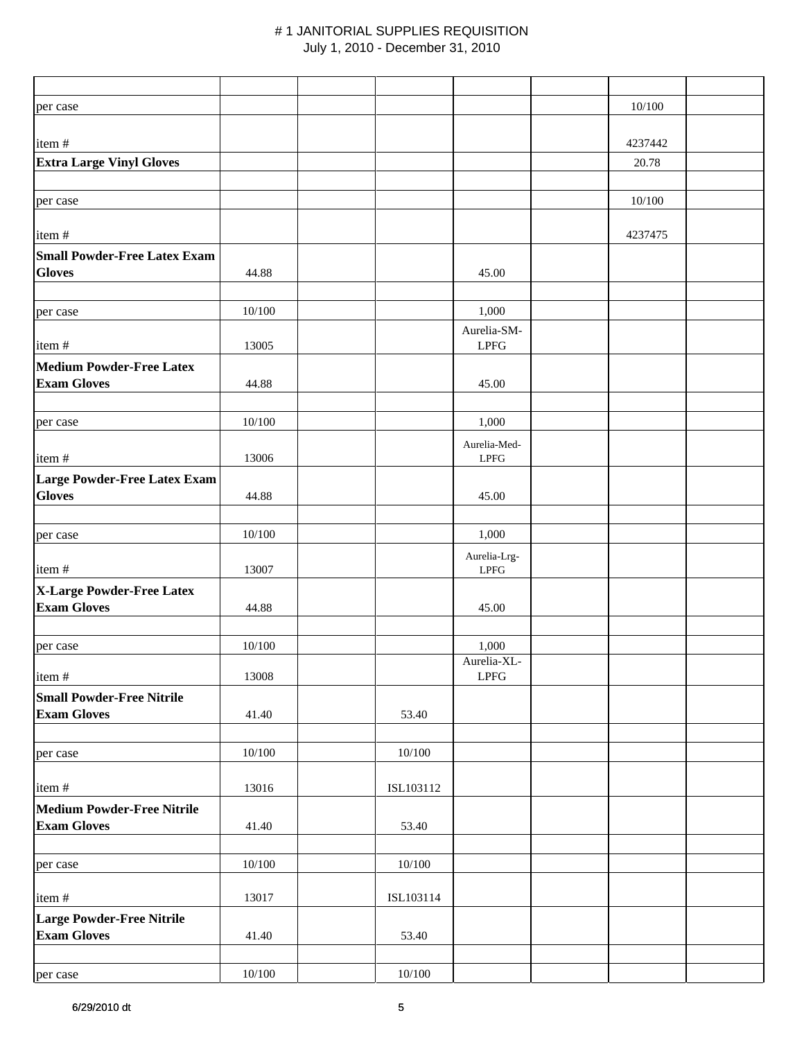／

# # 1 JANITORIAL SUPPLIES REQUISITION
July 1, 2010 - December 31, 2010

| | | | | | | | |
|---|---|---|---|---|---|---|---|
| per case | | | | | | 10/100 | |
| item # | | | | | | 4237442 | |
| **Extra Large Vinyl Gloves** | | | | | | 20.78 | |
| | | | | | | | |
| per case | | | | | | 10/100 | |
| item # | | | | | | 4237475 | |
| **Small Powder-Free Latex Exam Gloves** | 44.88 | | | 45.00 | | | |
| | | | | | | | |
| per case | 10/100 | | | 1,000 | | | |
| item # | 13005 | | | Aurelia-SM-LPFG | | | |
| **Medium Powder-Free Latex Exam Gloves** | 44.88 | | | 45.00 | | | |
| | | | | | | | |
| per case | 10/100 | | | 1,000 | | | |
| item # | 13006 | | | Aurelia-Med-LPFG | | | |
| **Large Powder-Free Latex Exam Gloves** | 44.88 | | | 45.00 | | | |
| | | | | | | | |
| per case | 10/100 | | | 1,000 | | | |
| item # | 13007 | | | Aurelia-Lrg-LPFG | | | |
| **X-Large Powder-Free Latex Exam Gloves** | 44.88 | | | 45.00 | | | |
| | | | | | | | |
| per case | 10/100 | | | 1,000 | | | |
| item # | 13008 | | | Aurelia-XL-LPFG | | | |
| **Small Powder-Free Nitrile Exam Gloves** | 41.40 | | 53.40 | | | | |
| | | | | | | | |
| per case | 10/100 | | 10/100 | | | | |
| item # | 13016 | | ISL103112 | | | | |
| **Medium Powder-Free Nitrile Exam Gloves** | 41.40 | | 53.40 | | | | |
| | | | | | | | |
| per case | 10/100 | | 10/100 | | | | |
| item # | 13017 | | ISL103114 | | | | |
| **Large Powder-Free Nitrile Exam Gloves** | 41.40 | | 53.40 | | | | |
| | | | | | | | |
| per case | 10/100 | | 10/100 | | | | |

6/29/2010 dt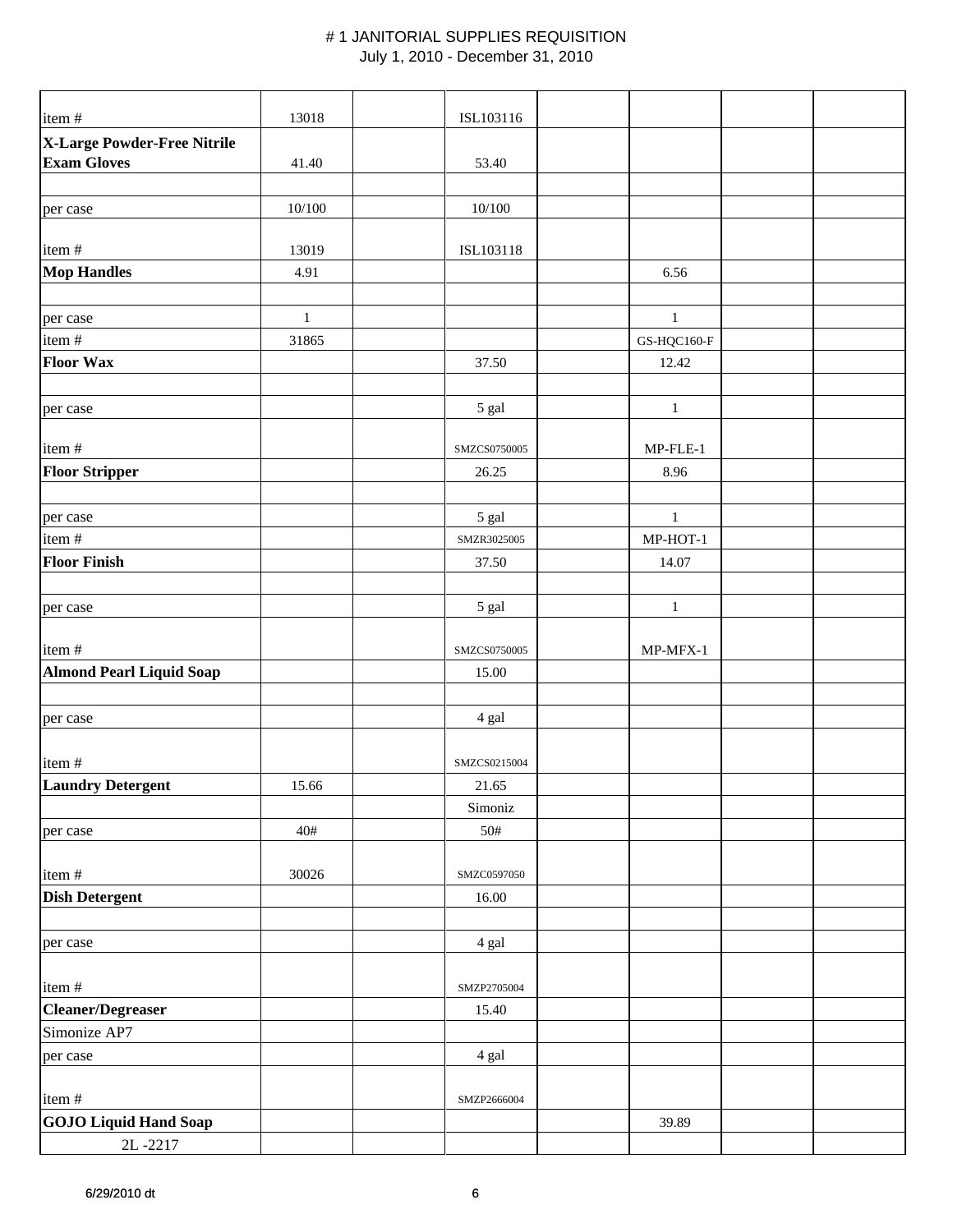# # 1 JANITORIAL SUPPLIES REQUISITION

July 1, 2010 - December 31, 2010

| | | | | | | | |
|---|---|---|---|---|---|---|---|
| item # | 13018 | | ISL103116 | | | | |
| **X-Large Powder-Free Nitrile Exam Gloves** | 41.40 | | 53.40 | | | | |
| | | | | | | | |
| per case | 10/100 | | 10/100 | | | | |
| item # | 13019 | | ISL103118 | | | | |
| **Mop Handles** | 4.91 | | | | 6.56 | | |
| | | | | | | | |
| per case | 1 | | | | 1 | | |
| item # | 31865 | | | | GS-HQC160-F | | |
| **Floor Wax** | | | 37.50 | | 12.42 | | |
| | | | | | | | |
| per case | | | 5 gal | | 1 | | |
| item # | | | SMZCS0750005 | | MP-FLE-1 | | |
| **Floor Stripper** | | | 26.25 | | 8.96 | | |
| | | | | | | | |
| per case | | | 5 gal | | 1 | | |
| item # | | | SMZR3025005 | | MP-HOT-1 | | |
| **Floor Finish** | | | 37.50 | | 14.07 | | |
| | | | | | | | |
| per case | | | 5 gal | | 1 | | |
| item # | | | SMZCS0750005 | | MP-MFX-1 | | |
| **Almond Pearl Liquid Soap** | | | 15.00 | | | | |
| | | | | | | | |
| per case | | | 4 gal | | | | |
| item # | | | SMZCS0215004 | | | | |
| **Laundry Detergent** | 15.66 | | 21.65 | | | | |
| | | | Simoniz | | | | |
| per case | 40# | | 50# | | | | |
| item # | 30026 | | SMZC0597050 | | | | |
| **Dish Detergent** | | | 16.00 | | | | |
| | | | | | | | |
| per case | | | 4 gal | | | | |
| item # | | | SMZP2705004 | | | | |
| **Cleaner/Degreaser** | | | 15.40 | | | | |
| Simonize AP7 | | | | | | | |
| per case | | | 4 gal | | | | |
| item # | | | SMZP2666004 | | | | |
| **GOJO Liquid Hand Soap** | | | | | 39.89 | | |
| 2L -2217 | | | | | | | |

6/29/2010 dt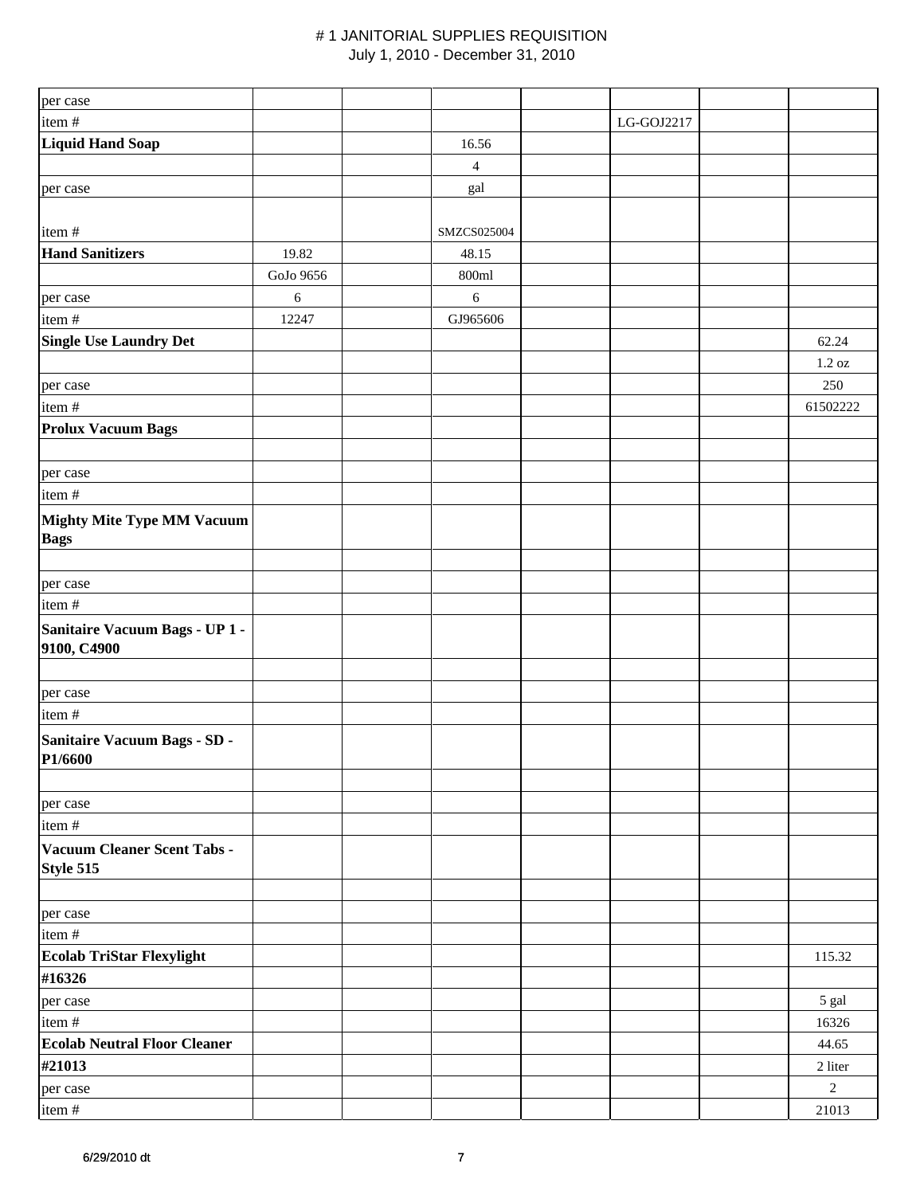# # 1 JANITORIAL SUPPLIES REQUISITION
July 1, 2010 - December 31, 2010

| | | | | | | | |
|---|---|---|---|---|---|---|---|
| per case | | | | | | | |
| item # | | | | | LG-GOJ2217 | | |
| **Liquid Hand Soap** | | | 16.56 | | | | |
| | | | 4 | | | | |
| per case | | | gal | | | | |
| item # | | | SMZCS025004 | | | | |
| **Hand Sanitizers** | 19.82 | | 48.15 | | | | |
| | GoJo 9656 | | 800ml | | | | |
| per case | 6 | | 6 | | | | |
| item # | 12247 | | GJ965606 | | | | |
| **Single Use Laundry Det** | | | | | | | 62.24 |
| | | | | | | | 1.2 oz |
| per case | | | | | | | 250 |
| item # | | | | | | | 61502222 |
| **Prolux Vacuum Bags** | | | | | | | |
| | | | | | | | |
| per case | | | | | | | |
| item # | | | | | | | |
| **Mighty Mite Type MM Vacuum Bags** | | | | | | | |
| | | | | | | | |
| per case | | | | | | | |
| item # | | | | | | | |
| **Sanitaire Vacuum Bags - UP 1 - 9100, C4900** | | | | | | | |
| | | | | | | | |
| per case | | | | | | | |
| item # | | | | | | | |
| **Sanitaire Vacuum Bags - SD - P1/6600** | | | | | | | |
| | | | | | | | |
| per case | | | | | | | |
| item # | | | | | | | |
| **Vacuum Cleaner Scent Tabs - Style 515** | | | | | | | |
| | | | | | | | |
| per case | | | | | | | |
| item # | | | | | | | |
| **Ecolab TriStar Flexylight** | | | | | | | 115.32 |
| **#16326** | | | | | | | |
| per case | | | | | | | 5 gal |
| item # | | | | | | | 16326 |
| **Ecolab Neutral Floor Cleaner** | | | | | | | 44.65 |
| **#21013** | | | | | | | 2 liter |
| per case | | | | | | | 2 |
| item # | | | | | | | 21013 |

6/29/2010 dt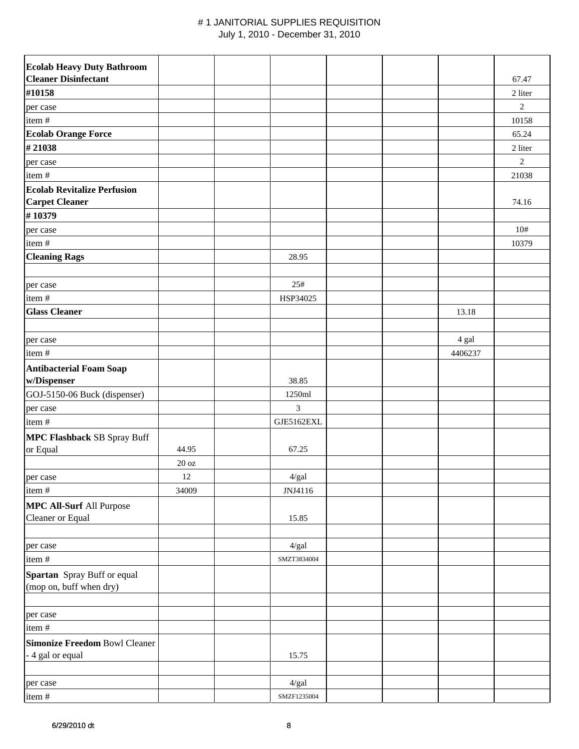# # 1 JANITORIAL SUPPLIES REQUISITION

July 1, 2010 - December 31, 2010

| | | | | | | | |
|---|---|---|---|---|---|---|---|
| **Ecolab Heavy Duty Bathroom Cleaner Disinfectant** | | | | | | | 67.47 |
| **#10158** | | | | | | | 2 liter |
| per case | | | | | | | 2 |
| item # | | | | | | | 10158 |
| **Ecolab Orange Force** | | | | | | | 65.24 |
| **# 21038** | | | | | | | 2 liter |
| per case | | | | | | | 2 |
| item # | | | | | | | 21038 |
| **Ecolab Revitalize Perfusion Carpet Cleaner** | | | | | | | 74.16 |
| **# 10379** | | | | | | | |
| per case | | | | | | | 10# |
| item # | | | | | | | 10379 |
| **Cleaning Rags** | | | 28.95 | | | | |
| | | | | | | | |
| per case | | | 25# | | | | |
| item # | | | HSP34025 | | | | |
| **Glass Cleaner** | | | | | | 13.18 | |
| | | | | | | | |
| per case | | | | | | 4 gal | |
| item # | | | | | | 4406237 | |
| **Antibacterial Foam Soap w/Dispenser** | | | 38.85 | | | | |
| GOJ-5150-06 Buck (dispenser) | | | 1250ml | | | | |
| per case | | | 3 | | | | |
| item # | | | GJE5162EXL | | | | |
| **MPC Flashback** SB Spray Buff or Equal | 44.95 | | 67.25 | | | | |
| | 20 oz | | | | | | |
| per case | 12 | | 4/gal | | | | |
| item # | 34009 | | JNJ4116 | | | | |
| **MPC All-Surf** All Purpose Cleaner or Equal | | | 15.85 | | | | |
| | | | | | | | |
| per case | | | 4/gal | | | | |
| item # | | | SMZT3834004 | | | | |
| **Spartan** Spray Buff or equal (mop on, buff when dry) | | | | | | | |
| | | | | | | | |
| per case | | | | | | | |
| item # | | | | | | | |
| **Simonize Freedom** Bowl Cleaner - 4 gal or equal | | | 15.75 | | | | |
| | | | | | | | |
| per case | | | 4/gal | | | | |
| item # | | | SMZF1235004 | | | | |

6/29/2010 dt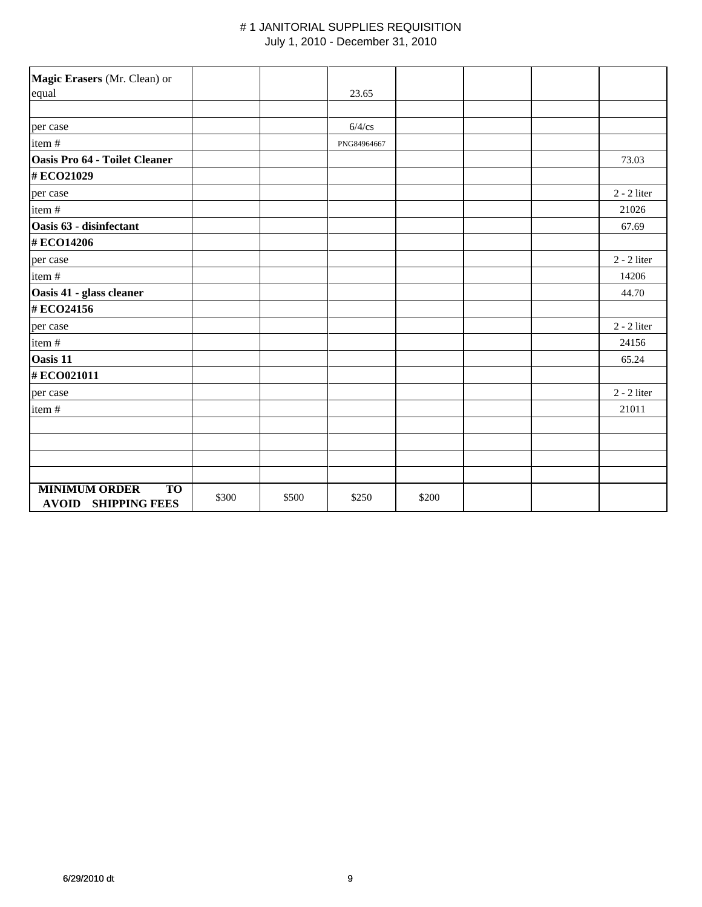# # 1 JANITORIAL SUPPLIES REQUISITION

July 1, 2010 - December 31, 2010

| | | | | | | | |
|---|---|---|---|---|---|---|---|
| **Magic Erasers** (Mr. Clean) or equal | | | 23.65 | | | | |
| | | | | | | | |
| per case | | | 6/4/cs | | | | |
| item # | | | PNG84964667 | | | | |
| **Oasis Pro 64 - Toilet Cleaner** | | | | | | | 73.03 |
| **# ECO21029** | | | | | | | |
| per case | | | | | | | 2 - 2 liter |
| item # | | | | | | | 21026 |
| **Oasis 63 - disinfectant** | | | | | | | 67.69 |
| **# ECO14206** | | | | | | | |
| per case | | | | | | | 2 - 2 liter |
| item # | | | | | | | 14206 |
| **Oasis 41 - glass cleaner** | | | | | | | 44.70 |
| **# ECO24156** | | | | | | | |
| per case | | | | | | | 2 - 2 liter |
| item # | | | | | | | 24156 |
| **Oasis 11** | | | | | | | 65.24 |
| **# ECO021011** | | | | | | | |
| per case | | | | | | | 2 - 2 liter |
| item # | | | | | | | 21011 |
| | | | | | | | |
| | | | | | | | |
| | | | | | | | |
| | | | | | | | |
| **MINIMUM ORDER TO AVOID SHIPPING FEES** | $300 | $500 | $250 | $200 | | | |

6/29/2010 dt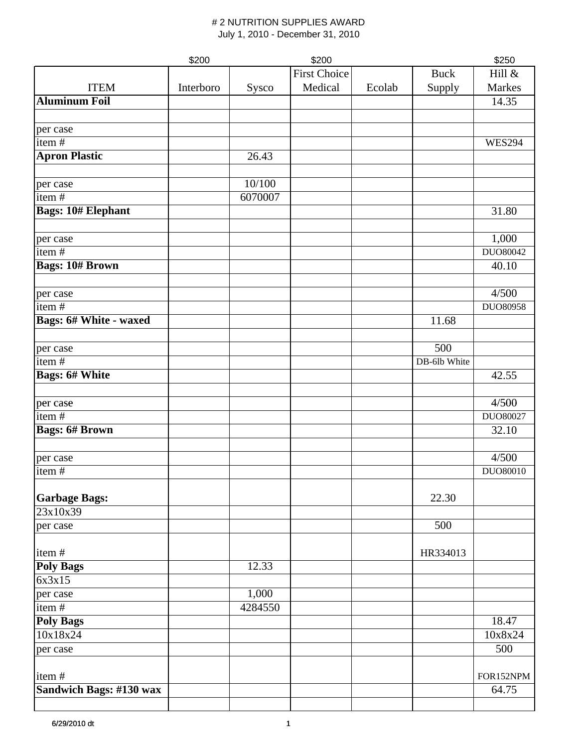# # 2 NUTRITION SUPPLIES AWARD

July 1, 2010 - December 31, 2010

| | $200 | | $200 | | | $250 |
|---|---|---|---|---|---|---|
| ITEM | Interboro | Sysco | First Choice Medical | Ecolab | Buck Supply | Hill & Markes |
| **Aluminum Foil** | | | | | | 14.35 |
| | | | | | | |
| per case | | | | | | |
| item # | | | | | | WES294 |
| **Apron Plastic** | | 26.43 | | | | |
| | | | | | | |
| per case | | 10/100 | | | | |
| item # | | 6070007 | | | | |
| **Bags: 10# Elephant** | | | | | | 31.80 |
| | | | | | | |
| per case | | | | | | 1,000 |
| item # | | | | | | DUO80042 |
| **Bags: 10# Brown** | | | | | | 40.10 |
| | | | | | | |
| per case | | | | | | 4/500 |
| item # | | | | | | DUO80958 |
| **Bags: 6# White - waxed** | | | | | 11.68 | |
| | | | | | | |
| per case | | | | | 500 | |
| item # | | | | | DB-6lb White | |
| **Bags: 6# White** | | | | | | 42.55 |
| | | | | | | |
| per case | | | | | | 4/500 |
| item # | | | | | | DUO80027 |
| **Bags: 6# Brown** | | | | | | 32.10 |
| | | | | | | |
| per case | | | | | | 4/500 |
| item # | | | | | | DUO80010 |
| **Garbage Bags:** | | | | | 22.30 | |
| 23x10x39 | | | | | | |
| per case | | | | | 500 | |
| item # | | | | | HR334013 | |
| **Poly Bags** | | 12.33 | | | | |
| 6x3x15 | | | | | | |
| per case | | 1,000 | | | | |
| item # | | 4284550 | | | | |
| **Poly Bags** | | | | | | 18.47 |
| 10x18x24 | | | | | | 10x8x24 |
| per case | | | | | | 500 |
| item # | | | | | | FOR152NPM |
| **Sandwich Bags: #130 wax** | | | | | | 64.75 |
| | | | | | | |

6/29/2010 dt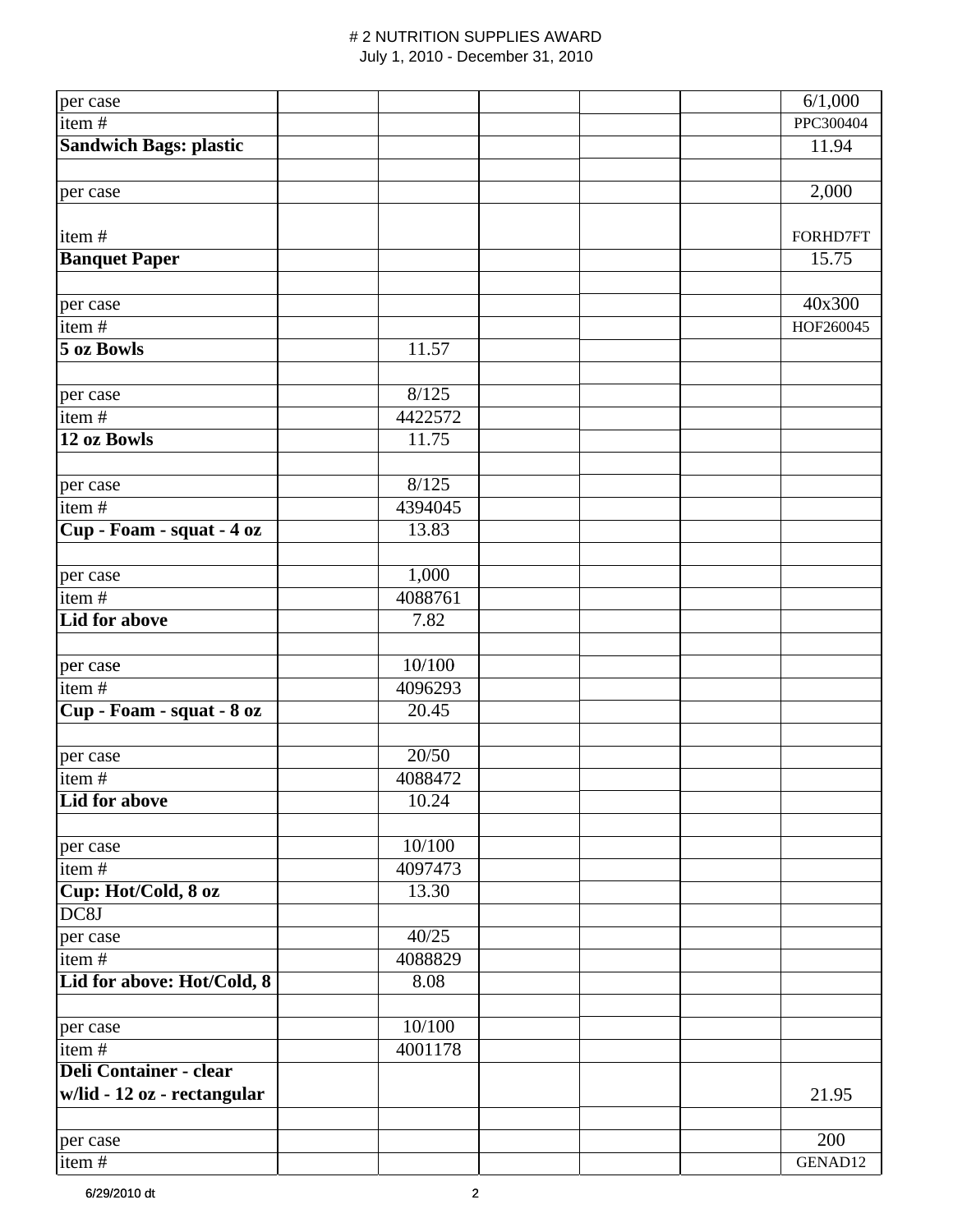# # 2 NUTRITION SUPPLIES AWARD

July 1, 2010 - December 31, 2010

| | | | | | | |
|---|---|---|---|---|---|---|
| per case | | | | | | 6/1,000 |
| item # | | | | | | PPC300404 |
| **Sandwich Bags: plastic** | | | | | | 11.94 |
| | | | | | | |
| per case | | | | | | 2,000 |
| item # | | | | | | FORHD7FT |
| **Banquet Paper** | | | | | | 15.75 |
| | | | | | | |
| per case | | | | | | 40x300 |
| item # | | | | | | HOF260045 |
| **5 oz Bowls** | | 11.57 | | | | |
| | | | | | | |
| per case | | 8/125 | | | | |
| item # | | 4422572 | | | | |
| **12 oz Bowls** | | 11.75 | | | | |
| | | | | | | |
| per case | | 8/125 | | | | |
| item # | | 4394045 | | | | |
| **Cup - Foam - squat - 4 oz** | | 13.83 | | | | |
| | | | | | | |
| per case | | 1,000 | | | | |
| item # | | 4088761 | | | | |
| **Lid for above** | | 7.82 | | | | |
| | | | | | | |
| per case | | 10/100 | | | | |
| item # | | 4096293 | | | | |
| **Cup - Foam - squat - 8 oz** | | 20.45 | | | | |
| | | | | | | |
| per case | | 20/50 | | | | |
| item # | | 4088472 | | | | |
| **Lid for above** | | 10.24 | | | | |
| | | | | | | |
| per case | | 10/100 | | | | |
| item # | | 4097473 | | | | |
| **Cup: Hot/Cold, 8 oz** | | 13.30 | | | | |
| DC8J | | | | | | |
| per case | | 40/25 | | | | |
| item # | | 4088829 | | | | |
| **Lid for above: Hot/Cold, 8** | | 8.08 | | | | |
| | | | | | | |
| per case | | 10/100 | | | | |
| item # | | 4001178 | | | | |
| **Deli Container - clear w/lid - 12 oz - rectangular** | | | | | | 21.95 |
| | | | | | | |
| per case | | | | | | 200 |
| item # | | | | | | GENAD12 |

6/29/2010 dt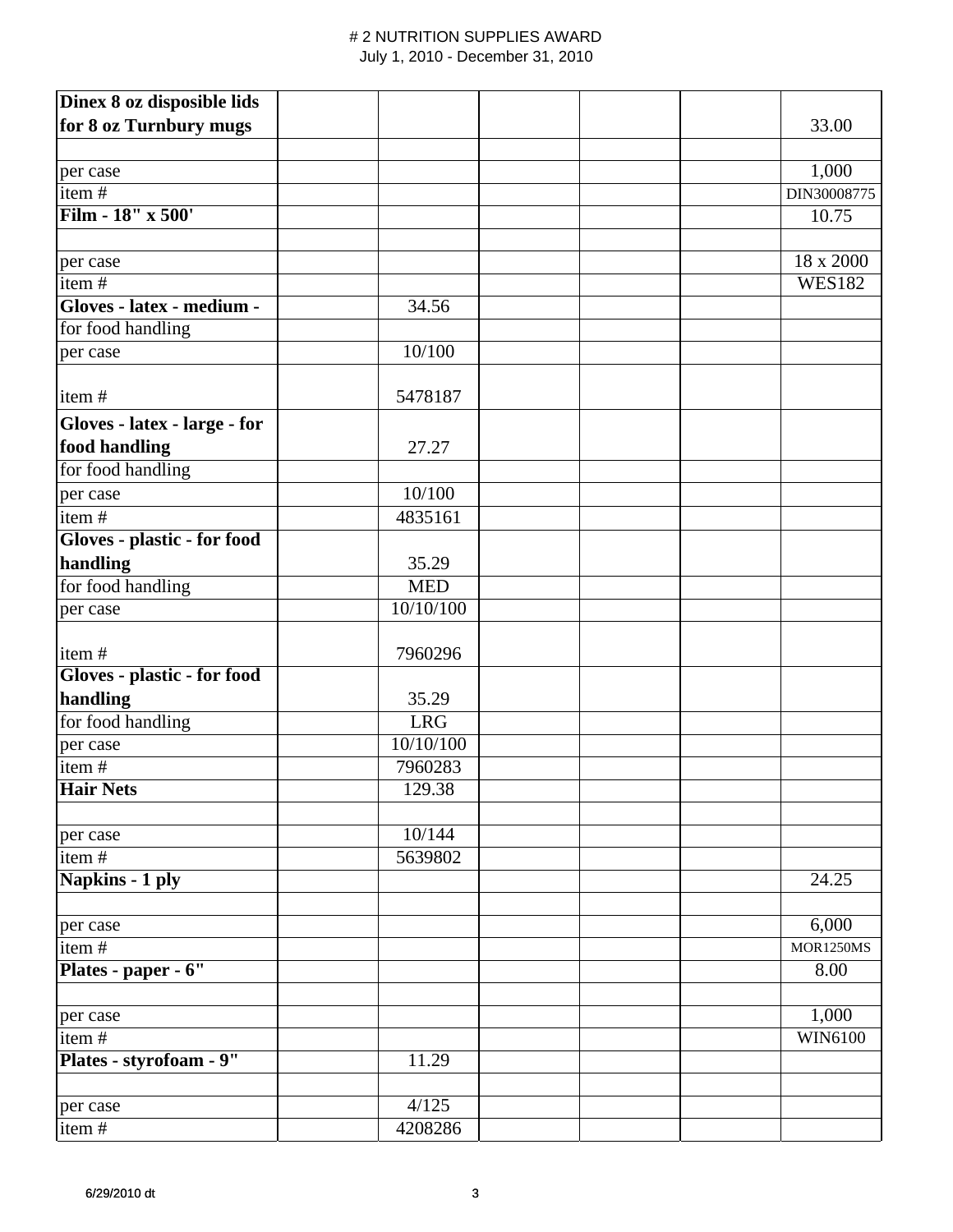# # 2 NUTRITION SUPPLIES AWARD
July 1, 2010 - December 31, 2010

| | | | | | |
|---|---|---|---|---|---|
| **Dinex 8 oz disposible lids for 8 oz Turnbury mugs** | | | | | 33.00 |
| | | | | | |
| per case | | | | | 1,000 |
| item # | | | | | DIN30008775 |
| **Film - 18" x 500'** | | | | | 10.75 |
| | | | | | |
| per case | | | | | 18 x 2000 |
| item # | | | | | WES182 |
| **Gloves - latex - medium -** | | 34.56 | | | |
| for food handling | | | | | |
| per case | | 10/100 | | | |
| item # | | 5478187 | | | |
| **Gloves - latex - large - for food handling** | | 27.27 | | | |
| for food handling | | | | | |
| per case | | 10/100 | | | |
| item # | | 4835161 | | | |
| **Gloves - plastic - for food handling** | | 35.29 | | | |
| for food handling | | MED | | | |
| per case | | 10/10/100 | | | |
| item # | | 7960296 | | | |
| **Gloves - plastic - for food handling** | | 35.29 | | | |
| for food handling | | LRG | | | |
| per case | | 10/10/100 | | | |
| item # | | 7960283 | | | |
| **Hair Nets** | | 129.38 | | | |
| | | | | | |
| per case | | 10/144 | | | |
| item # | | 5639802 | | | |
| **Napkins - 1 ply** | | | | | 24.25 |
| | | | | | |
| per case | | | | | 6,000 |
| item # | | | | | MOR1250MS |
| **Plates - paper - 6"** | | | | | 8.00 |
| | | | | | |
| per case | | | | | 1,000 |
| item # | | | | | WIN6100 |
| **Plates - styrofoam - 9"** | | 11.29 | | | |
| | | | | | |
| per case | | 4/125 | | | |
| item # | | 4208286 | | | |

6/29/2010 dt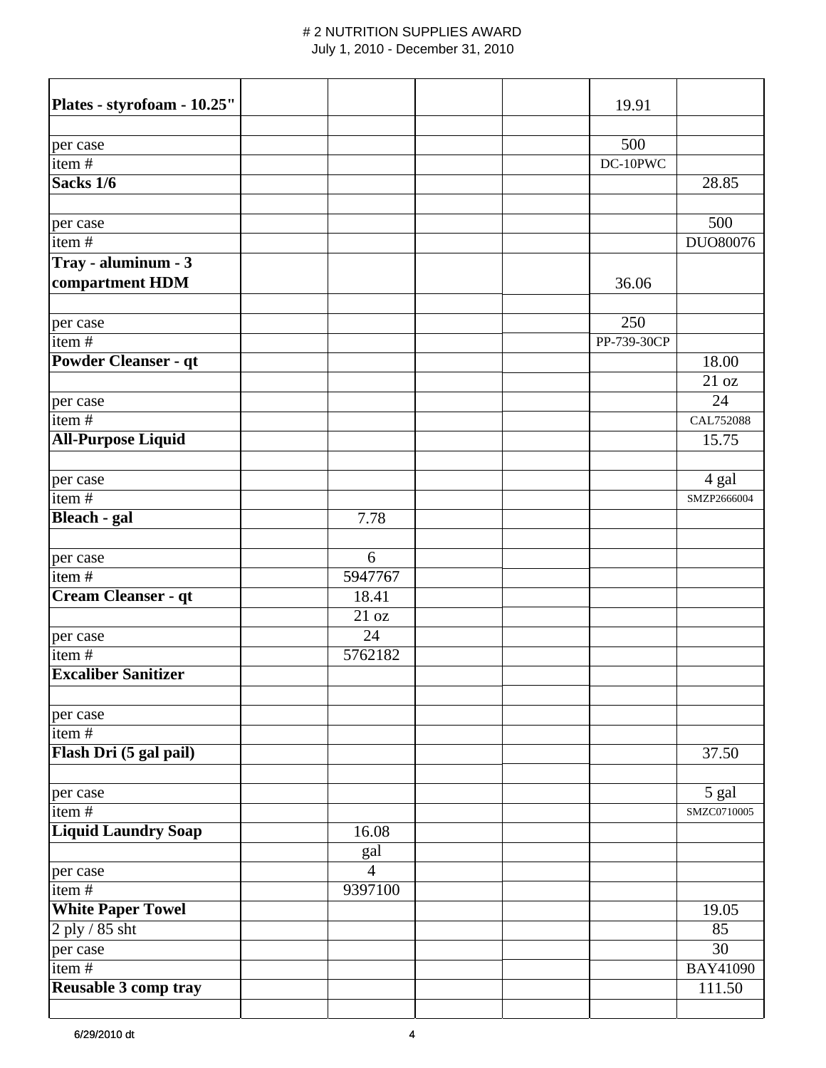# 2 NUTRITION SUPPLIES AWARD
July 1, 2010 - December 31, 2010

| | | | | | | |
|---|---|---|---|---|---|---|
| **Plates - styrofoam - 10.25"** | | | | | 19.91 | |
| | | | | | | |
| per case | | | | | 500 | |
| item # | | | | | DC-10PWC | |
| **Sacks 1/6** | | | | | | 28.85 |
| | | | | | | |
| per case | | | | | | 500 |
| item # | | | | | | DUO80076 |
| **Tray - aluminum - 3 compartment HDM** | | | | | 36.06 | |
| | | | | | | |
| per case | | | | | 250 | |
| item # | | | | | PP-739-30CP | |
| **Powder Cleanser - qt** | | | | | | 18.00 |
| | | | | | | 21 oz |
| per case | | | | | | 24 |
| item # | | | | | | CAL752088 |
| **All-Purpose Liquid** | | | | | | 15.75 |
| | | | | | | |
| per case | | | | | | 4 gal |
| item # | | | | | | SMZP2666004 |
| **Bleach - gal** | | 7.78 | | | | |
| | | | | | | |
| per case | | 6 | | | | |
| item # | | 5947767 | | | | |
| **Cream Cleanser - qt** | | 18.41 | | | | |
| | | 21 oz | | | | |
| per case | | 24 | | | | |
| item # | | 5762182 | | | | |
| **Excaliber Sanitizer** | | | | | | |
| | | | | | | |
| per case | | | | | | |
| item # | | | | | | |
| **Flash Dri (5 gal pail)** | | | | | | 37.50 |
| | | | | | | |
| per case | | | | | | 5 gal |
| item # | | | | | | SMZC0710005 |
| **Liquid Laundry Soap** | | 16.08 | | | | |
| | | gal | | | | |
| per case | | 4 | | | | |
| item # | | 9397100 | | | | |
| **White Paper Towel** | | | | | | 19.05 |
| 2 ply / 85 sht | | | | | | 85 |
| per case | | | | | | 30 |
| item # | | | | | | BAY41090 |
| **Reusable 3 comp tray** | | | | | | 111.50 |
| | | | | | | |

6/29/2010 dt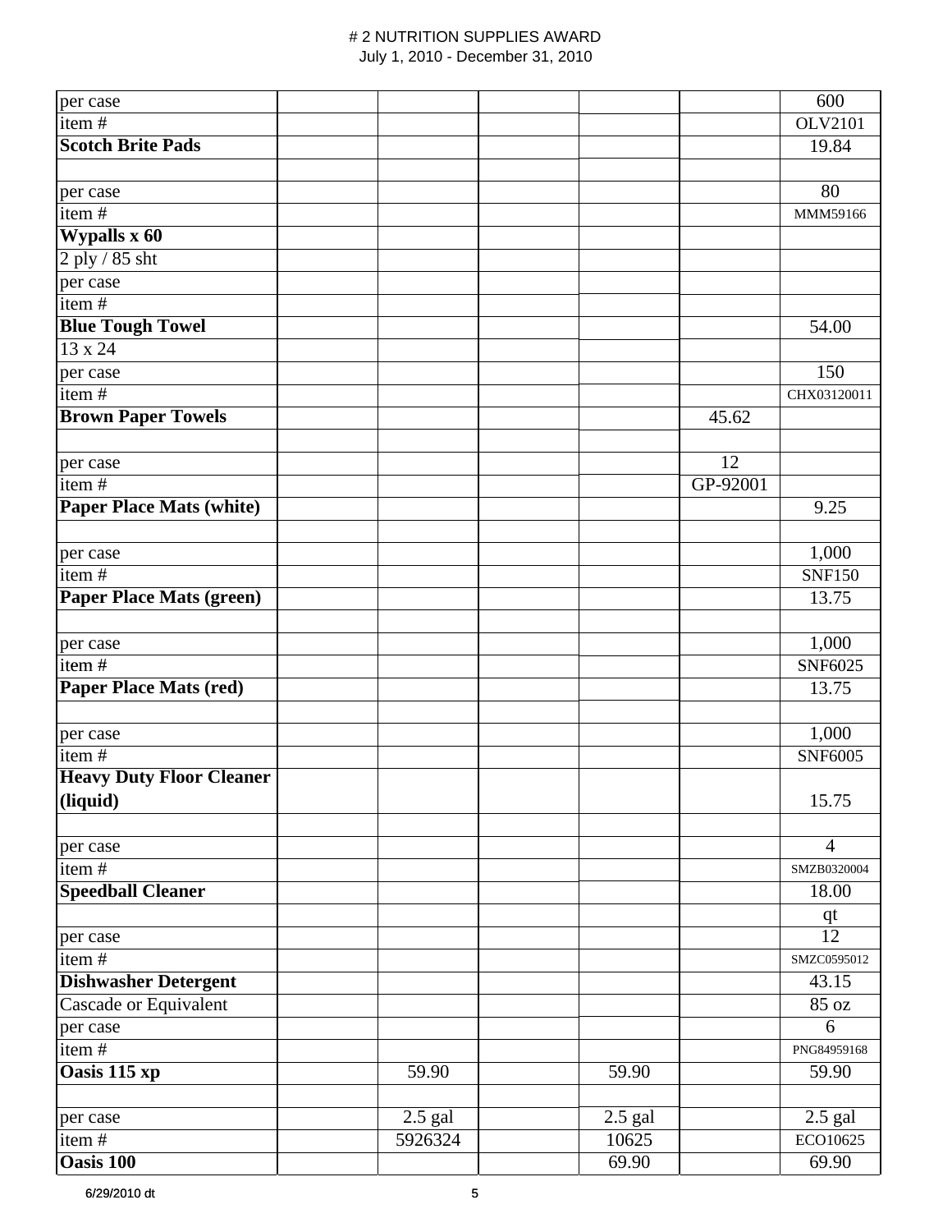# # 2 NUTRITION SUPPLIES AWARD

July 1, 2010 - December 31, 2010

| | | | | | | |
|---|---|---|---|---|---|---|
| per case | | | | | | 600 |
| item # | | | | | | OLV2101 |
| **Scotch Brite Pads** | | | | | | 19.84 |
| | | | | | | |
| per case | | | | | | 80 |
| item # | | | | | | MMM59166 |
| **Wypalls x 60** | | | | | | |
| 2 ply / 85 sht | | | | | | |
| per case | | | | | | |
| item # | | | | | | |
| **Blue Tough Towel** | | | | | | 54.00 |
| 13 x 24 | | | | | | |
| per case | | | | | | 150 |
| item # | | | | | | CHX03120011 |
| **Brown Paper Towels** | | | | | 45.62 | |
| | | | | | | |
| per case | | | | | 12 | |
| item # | | | | | GP-92001 | |
| **Paper Place Mats (white)** | | | | | | 9.25 |
| | | | | | | |
| per case | | | | | | 1,000 |
| item # | | | | | | SNF150 |
| **Paper Place Mats (green)** | | | | | | 13.75 |
| | | | | | | |
| per case | | | | | | 1,000 |
| item # | | | | | | SNF6025 |
| **Paper Place Mats (red)** | | | | | | 13.75 |
| | | | | | | |
| per case | | | | | | 1,000 |
| item # | | | | | | SNF6005 |
| **Heavy Duty Floor Cleaner (liquid)** | | | | | | 15.75 |
| | | | | | | |
| per case | | | | | | 4 |
| item # | | | | | | SMZB0320004 |
| **Speedball Cleaner** | | | | | | 18.00 |
| | | | | | | qt |
| per case | | | | | | 12 |
| item # | | | | | | SMZC0595012 |
| **Dishwasher Detergent** | | | | | | 43.15 |
| Cascade or Equivalent | | | | | | 85 oz |
| per case | | | | | | 6 |
| item # | | | | | | PNG84959168 |
| **Oasis 115 xp** | | 59.90 | | 59.90 | | 59.90 |
| | | | | | | |
| per case | | 2.5 gal | | 2.5 gal | | 2.5 gal |
| item # | | 5926324 | | 10625 | | ECO10625 |
| **Oasis 100** | | | | 69.90 | | 69.90 |

6/29/2010 dt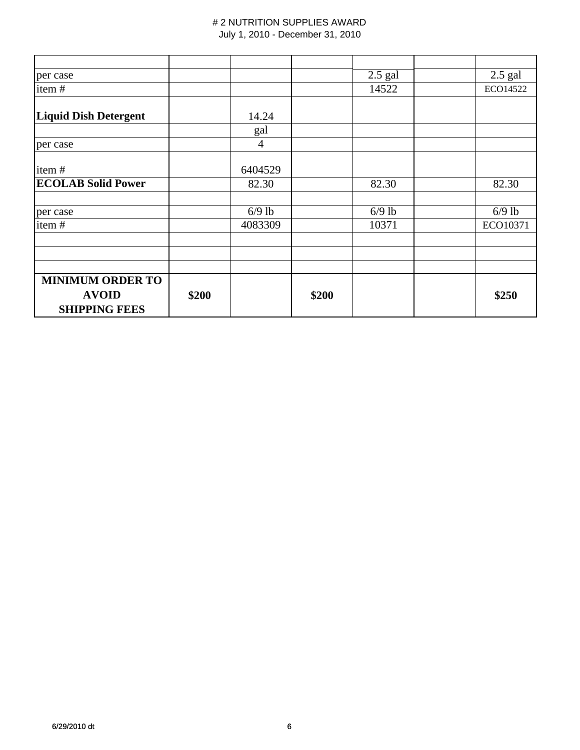# 2 NUTRITION SUPPLIES AWARD
July 1, 2010 - December 31, 2010

| | | | | | | |
|---|---|---|---|---|---|---|
| per case | | | | 2.5 gal | | 2.5 gal |
| item # | | | | 14522 | | ECO14522 |
| **Liquid Dish Detergent** | | 14.24 | | | | |
| | | gal | | | | |
| per case | | 4 | | | | |
| item # | | 6404529 | | | | |
| **ECOLAB Solid Power** | | 82.30 | | 82.30 | | 82.30 |
| | | | | | | |
| per case | | 6/9 lb | | 6/9 lb | | 6/9 lb |
| item # | | 4083309 | | 10371 | | ECO10371 |
| | | | | | | |
| | | | | | | |
| | | | | | | |
| **MINIMUM ORDER TO AVOID SHIPPING FEES** | **$200** | | **$200** | | | **$250** |

6/29/2010 dt